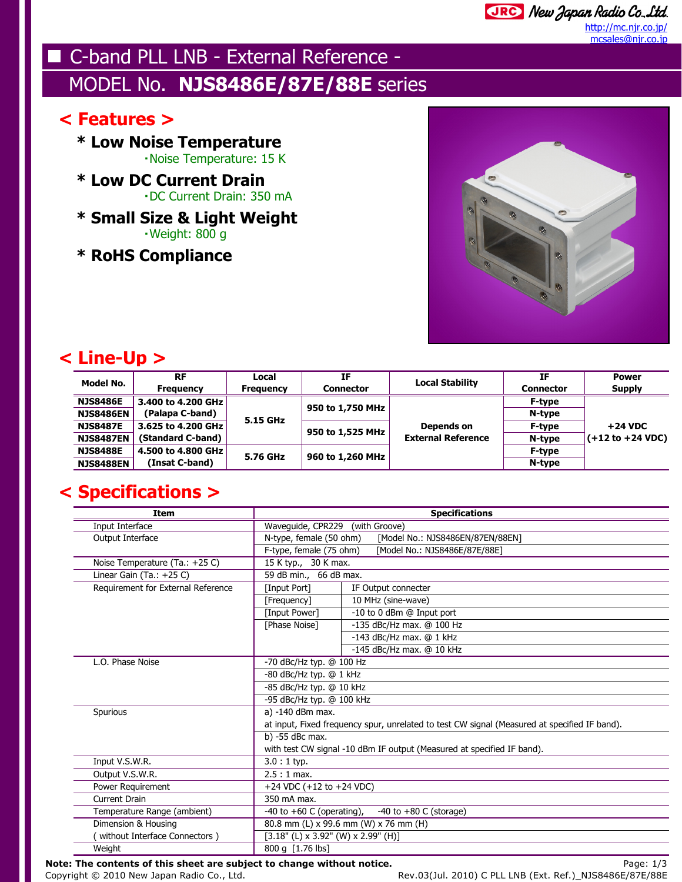New Japan Radio Co.,Ltd.
http://mc.njr.co.jp/
mcsales@njr.co.jp

# C-band PLL LNB - External Reference -

## MODEL No. **NJS8486E/87E/88E** series

## < Features >

**\* Low Noise Temperature**
・Noise Temperature: 15 K

**\* Low DC Current Drain**
・DC Current Drain: 350 mA

**\* Small Size & Light Weight**
・Weight: 800 g

**\* RoHS Compliance**

## < Line-Up >

| Model No. | RF Frequency | Local Frequency | IF Connector | Local Stability | IF Connector | Power Supply |
|---|---|---|---|---|---|---|
| NJS8486E | 3.400 to 4.200 GHz | 5.15 GHz | 950 to 1,750 MHz | Depends on External Reference | F-type | +24 VDC (+12 to +24 VDC) |
| NJS8486EN | (Palapa C-band) | | | | N-type | |
| NJS8487E | 3.625 to 4.200 GHz | | 950 to 1,525 MHz | | F-type | |
| NJS8487EN | (Standard C-band) | | | | N-type | |
| NJS8488E | 4.500 to 4.800 GHz | 5.76 GHz | 960 to 1,260 MHz | | F-type | |
| NJS8488EN | (Insat C-band) | | | | N-type | |

## < Specifications >

| Item | Specifications | |
|---|---|---|
| Input Interface | Waveguide, CPR229 (with Groove) | |
| Output Interface | N-type, female (50 ohm) [Model No.: NJS8486EN/87EN/88EN] | |
| | F-type, female (75 ohm) [Model No.: NJS8486E/87E/88E] | |
| Noise Temperature (Ta.: +25 C) | 15 K typ., 30 K max. | |
| Linear Gain (Ta.: +25 C) | 59 dB min., 66 dB max. | |
| Requirement for External Reference | [Input Port] | IF Output connecter |
| | [Frequency] | 10 MHz (sine-wave) |
| | [Input Power] | -10 to 0 dBm @ Input port |
| | [Phase Noise] | -135 dBc/Hz max. @ 100 Hz |
| | | -143 dBc/Hz max. @ 1 kHz |
| | | -145 dBc/Hz max. @ 10 kHz |
| L.O. Phase Noise | -70 dBc/Hz typ. @ 100 Hz | |
| | -80 dBc/Hz typ. @ 1 kHz | |
| | -85 dBc/Hz typ. @ 10 kHz | |
| | -95 dBc/Hz typ. @ 100 kHz | |
| Spurious | a) -140 dBm max. at input, Fixed frequency spur, unrelated to test CW signal (Measured at specified IF band). | |
| | b) -55 dBc max. with test CW signal -10 dBm IF output (Measured at specified IF band). | |
| Input V.S.W.R. | 3.0 : 1 typ. | |
| Output V.S.W.R. | 2.5 : 1 max. | |
| Power Requirement | +24 VDC (+12 to +24 VDC) | |
| Current Drain | 350 mA max. | |
| Temperature Range (ambient) | -40 to +60 C (operating), -40 to +80 C (storage) | |
| Dimension & Housing ( without Interface Connectors ) | 80.8 mm (L) x 99.6 mm (W) x 76 mm (H) | |
| | [3.18" (L) x 3.92" (W) x 2.99" (H)] | |
| Weight | 800 g [1.76 lbs] | |

**Note: The contents of this sheet are subject to change without notice.**

Copyright © 2010 New Japan Radio Co., Ltd.

Rev.03(Jul. 2010) C PLL LNB (Ext. Ref.)_NJS8486E/87E/88E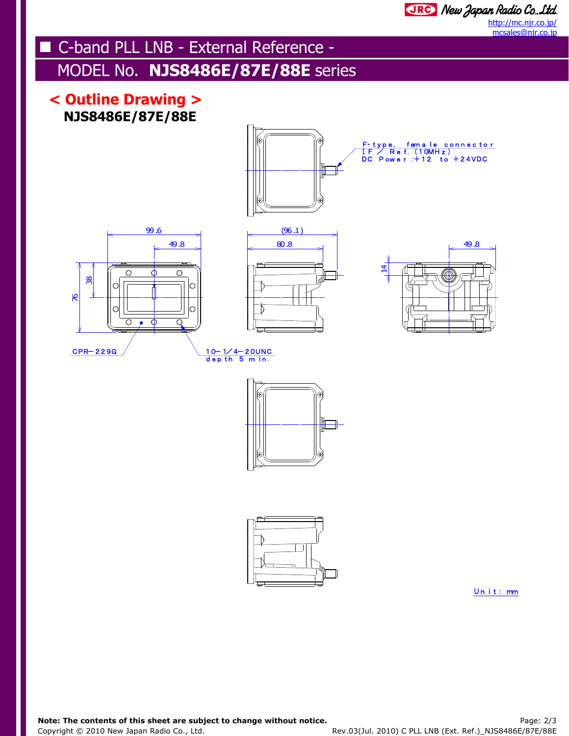# ■ C-band PLL LNB - External Reference -

## MODEL No. **NJS8486E/87E/88E** series

## < Outline Drawing >

**NJS8486E/87E/88E**

F-type, female connector
IF / Ref. (10MHz)
DC Power :+12 to +24VDC

99.6

49.8

(96.1)

80.8

49.8

14

38

76

CPR-229G

10-1/4-20UNC
depth 5 min.

Unit: mm

**Note: The contents of this sheet are subject to change without notice.**

Copyright © 2010 New Japan Radio Co., Ltd.

Rev.03(Jul. 2010) C PLL LNB (Ext. Ref.)_NJS8486E/87E/88E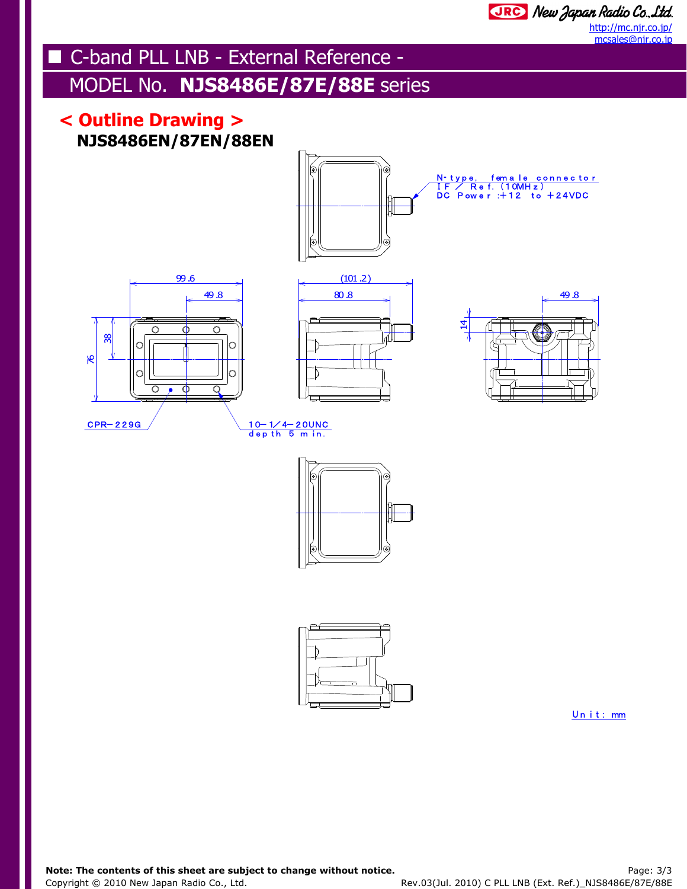# C-band PLL LNB - External Reference -

## MODEL No. **NJS8486E/87E/88E** series

### < Outline Drawing >

**NJS8486EN/87EN/88EN**

N-type, female connector
IF / Ref. (10MHz)
DC Power :+12 to +24VDC

99.6
49.8
(101.2)
80.8
49.8
14
38
76

CPR-229G

10-1/4-20UNC
depth 5 min.

Unit: mm

**Note: The contents of this sheet are subject to change without notice.**

Copyright © 2010 New Japan Radio Co., Ltd.

Rev.03(Jul. 2010) C PLL LNB (Ext. Ref.)_NJS8486E/87E/88E